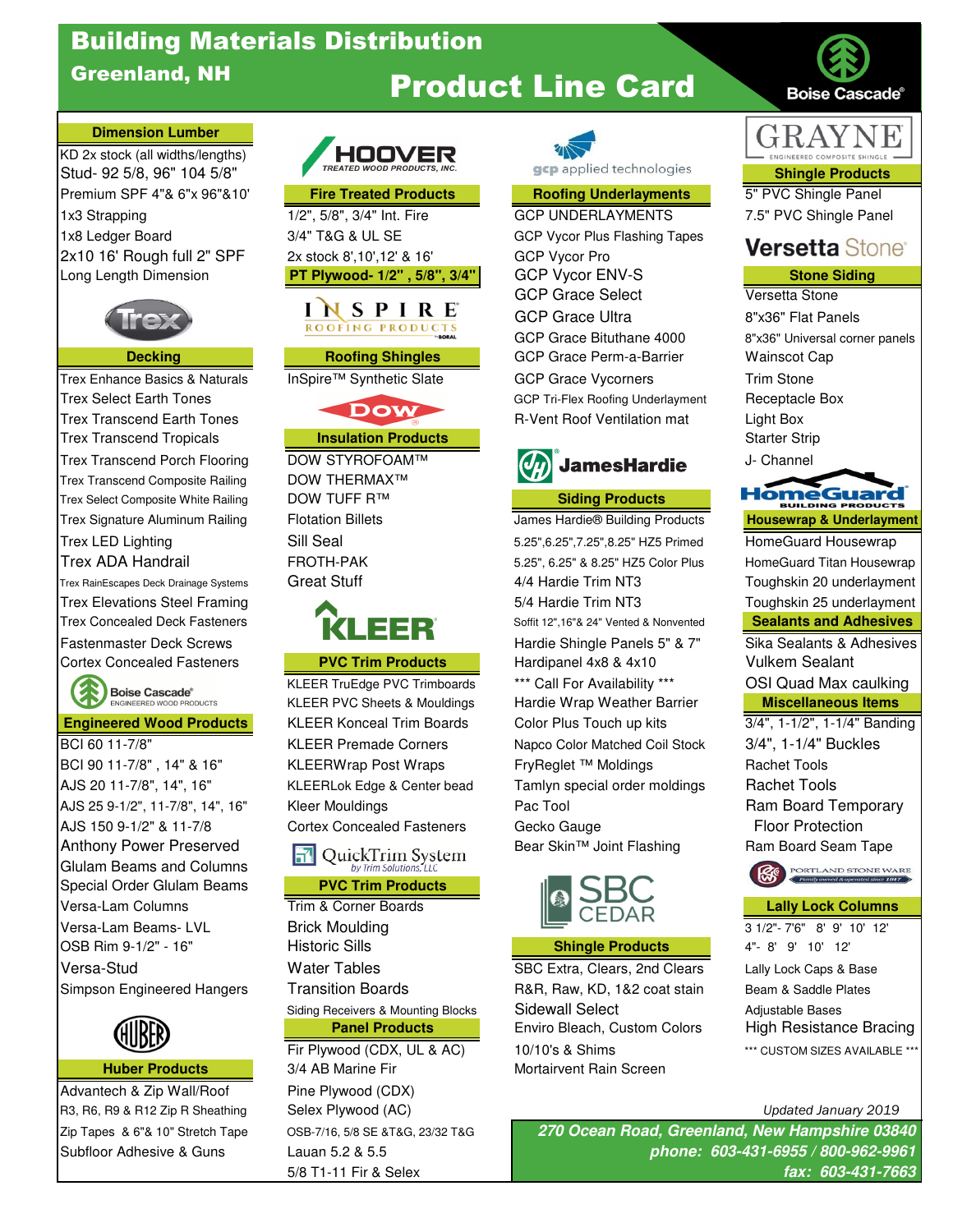# Building Materials Distribution
## Greenland, NH

# Product Line Card

Boise Cascade®

### Dimension Lumber

- KD 2x stock (all widths/lengths)
- Stud- 92 5/8, 96" 104 5/8"
- Premium SPF 4"& 6"x 96"&10'
- 1x3 Strapping
- 1x8 Ledger Board
- 2x10 16' Rough full 2" SPF
- Long Length Dimension

Trex

### Decking

- Trex Enhance Basics & Naturals
- Trex Select Earth Tones
- Trex Transcend Earth Tones
- Trex Transcend Tropicals
- Trex Transcend Porch Flooring
- Trex Transcend Composite Railing
- Trex Select Composite White Railing
- Trex Signature Aluminum Railing
- Trex LED Lighting
- Trex ADA Handrail
- Trex RainEscapes Deck Drainage Systems
- Trex Elevations Steel Framing
- Trex Concealed Deck Fasteners
- Fastenmaster Deck Screws
- Cortex Concealed Fasteners

Boise Cascade® ENGINEERED WOOD PRODUCTS

### Engineered Wood Products

- BCI 60 11-7/8"
- BCI 90 11-7/8" , 14" & 16"
- AJS 20 11-7/8", 14", 16"
- AJS 25 9-1/2", 11-7/8", 14", 16"
- AJS 150 9-1/2" & 11-7/8
- Anthony Power Preserved
- Glulam Beams and Columns
- Special Order Glulam Beams
- Versa-Lam Columns
- Versa-Lam Beams- LVL
- OSB Rim 9-1/2" - 16"
- Versa-Stud
- Simpson Engineered Hangers

HUBER

### Huber Products

- Advantech & Zip Wall/Roof
- R3, R6, R9 & R12 Zip R Sheathing
- Zip Tapes & 6"& 10" Stretch Tape
- Subfloor Adhesive & Guns

HOOVER TREATED WOOD PRODUCTS, INC.

### Fire Treated Products

- 1/2", 5/8", 3/4" Int. Fire
- 3/4" T&G & UL SE
- 2x stock 8',10',12' & 16'

### PT Plywood- 1/2" , 5/8", 3/4"

INSPIRE ROOFING PRODUCTS by BORAL

### Roofing Shingles

- InSpire™ Synthetic Slate

DOW

### Insulation Products

- DOW STYROFOAM™
- DOW THERMAX™
- DOW TUFF R™
- Flotation Billets
- Sill Seal
- FROTH-PAK
- Great Stuff

KLEER

### PVC Trim Products

- KLEER TruEdge PVC Trimboards
- KLEER PVC Sheets & Mouldings
- KLEER Konceal Trim Boards
- KLEER Premade Corners
- KLEERWrap Post Wraps
- KLEERLok Edge & Center bead
- Kleer Mouldings
- Cortex Concealed Fasteners

QuickTrim System by Trim Solutions, LLC

### PVC Trim Products

- Trim & Corner Boards
- Brick Moulding
- Historic Sills
- Water Tables
- Transition Boards
- Siding Receivers & Mounting Blocks

### Panel Products

- Fir Plywood (CDX, UL & AC)
- 3/4 AB Marine Fir
- Pine Plywood (CDX)
- Selex Plywood (AC)
- OSB-7/16, 5/8 SE &T&G, 23/32 T&G
- Lauan 5.2 & 5.5
- 5/8 T1-11 Fir & Selex

gcp applied technologies

### Roofing Underlayments

- GCP UNDERLAYMENTS
- GCP Vycor Plus Flashing Tapes
- GCP Vycor Pro
- GCP Vycor ENV-S
- GCP Grace Select
- GCP Grace Ultra
- GCP Grace Bituthane 4000
- GCP Grace Perm-a-Barrier
- GCP Grace Vycorners
- GCP Tri-Flex Roofing Underlayment
- R-Vent Roof Ventilation mat

JamesHardie

### Siding Products

- James Hardie® Building Products
- 5.25",6.25",7.25",8.25" HZ5 Primed
- 5.25", 6.25" & 8.25" HZ5 Color Plus
- 4/4 Hardie Trim NT3
- 5/4 Hardie Trim NT3
- Soffit 12",16"& 24" Vented & Nonvented
- Hardie Shingle Panels 5" & 7"
- Hardipanel 4x8 & 4x10
- *** Call For Availability ***
- Hardie Wrap Weather Barrier
- Color Plus Touch up kits
- Napco Color Matched Coil Stock
- FryReglet ™ Moldings
- Tamlyn special order moldings
- Pac Tool
- Gecko Gauge
- Bear Skin™ Joint Flashing

SBC CEDAR

### Shingle Products

- SBC Extra, Clears, 2nd Clears
- R&R, Raw, KD, 1&2 coat stain
- Sidewall Select
- Enviro Bleach, Custom Colors
- 10/10's & Shims
- Mortairvent Rain Screen

GRAYNE ENGINEERED COMPOSITE SHINGLE

### Shingle Products

- 5" PVC Shingle Panel
- 7.5" PVC Shingle Panel

Versetta Stone®

### Stone Siding

- Versetta Stone
- 8"x36" Flat Panels
- 8"x36" Universal corner panels
- Wainscot Cap
- Trim Stone
- Receptacle Box
- Light Box
- Starter Strip
- J- Channel

HomeGuard BUILDING PRODUCTS

### Housewrap & Underlayment

- HomeGuard Housewrap
- HomeGuard Titan Housewrap
- Toughskin 20 underlayment
- Toughskin 25 underlayment

### Sealants and Adhesives

- Sika Sealants & Adhesives
- Vulkem Sealant
- OSI Quad Max caulking

### Miscellaneous Items

- 3/4", 1-1/2", 1-1/4" Banding
- 3/4", 1-1/4" Buckles
- Rachet Tools
- Rachet Tools
- Ram Board Temporary Floor Protection
- Ram Board Seam Tape

PORTLAND STONE WARE Family owned & operated since 1887

### Lally Lock Columns

- 3 1/2"- 7'6" 8' 9' 10' 12'
- 4"- 8' 9' 10' 12'
- Lally Lock Caps & Base
- Beam & Saddle Plates
- Adjustable Bases
- High Resistance Bracing
- *** CUSTOM SIZES AVAILABLE ***

*Updated January 2019*

***270 Ocean Road, Greenland, New Hampshire 03840***
***phone: 603-431-6955 / 800-962-9961***
***fax: 603-431-7663***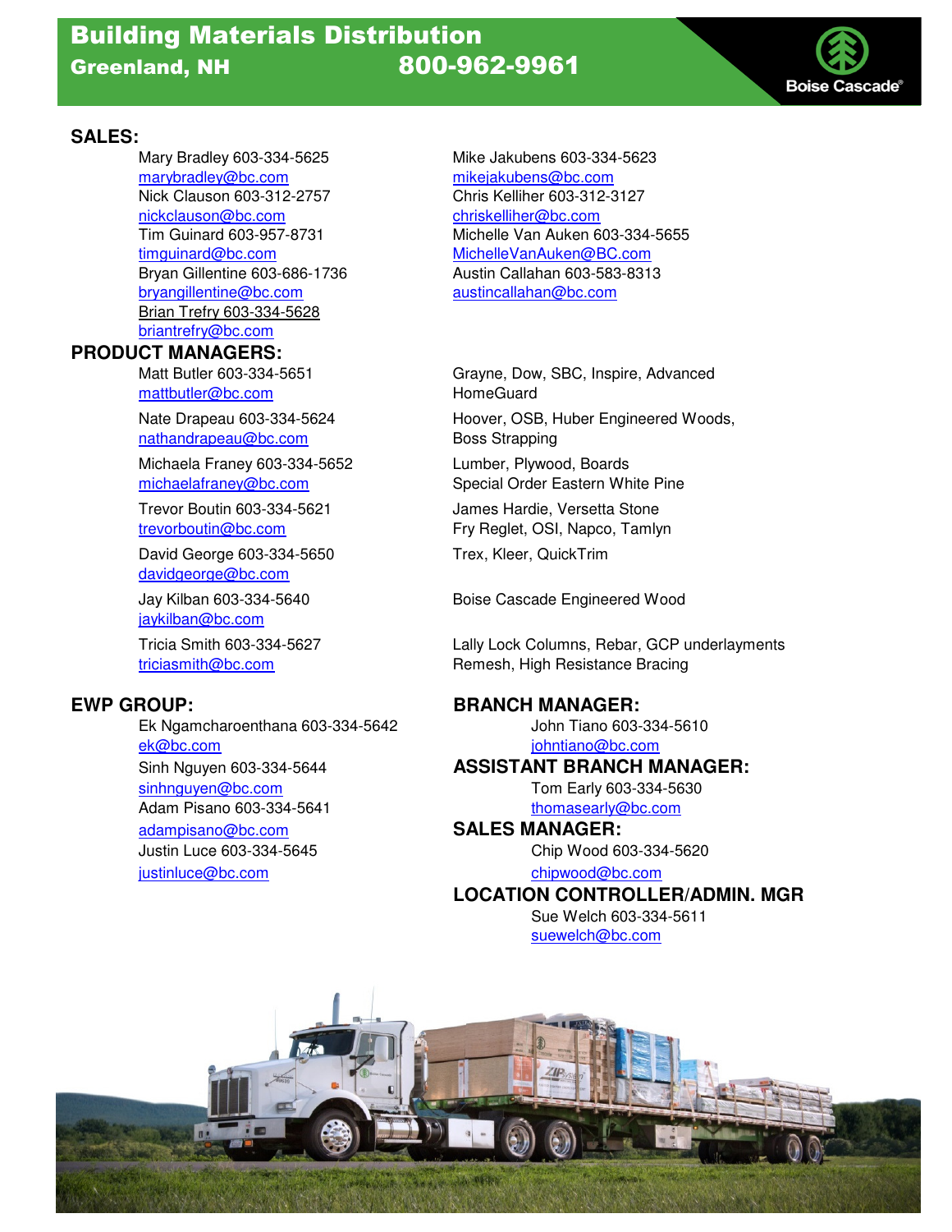# Building Materials Distribution

**Greenland, NH 800-962-9961**

Boise Cascade®

## SALES:

Mary Bradley 603-334-5625
marybradley@bc.com

Nick Clauson 603-312-2757
nickclauson@bc.com

Tim Guinard 603-957-8731
timguinard@bc.com

Bryan Gillentine 603-686-1736
bryangillentine@bc.com

Brian Trefry 603-334-5628
briantrefry@bc.com

Mike Jakubens 603-334-5623
mikejakubens@bc.com

Chris Kelliher 603-312-3127
chriskelliher@bc.com

Michelle Van Auken 603-334-5655
MichelleVanAuken@BC.com

Austin Callahan 603-583-8313
austincallahan@bc.com

## PRODUCT MANAGERS:

| | |
|---|---|
| Matt Butler 603-334-5651<br>mattbutler@bc.com | Grayne, Dow, SBC, Inspire, Advanced HomeGuard |
| Nate Drapeau 603-334-5624<br>nathandrapeau@bc.com | Hoover, OSB, Huber Engineered Woods, Boss Strapping |
| Michaela Franey 603-334-5652<br>michaelafraney@bc.com | Lumber, Plywood, Boards<br>Special Order Eastern White Pine |
| Trevor Boutin 603-334-5621<br>trevorboutin@bc.com | James Hardie, Versetta Stone<br>Fry Reglet, OSI, Napco, Tamlyn |
| David George 603-334-5650<br>davidgeorge@bc.com | Trex, Kleer, QuickTrim |
| Jay Kilban 603-334-5640<br>jaykilban@bc.com | Boise Cascade Engineered Wood |
| Tricia Smith 603-334-5627<br>triciasmith@bc.com | Lally Lock Columns, Rebar, GCP underlayments<br>Remesh, High Resistance Bracing |

## EWP GROUP:

Ek Ngamcharoenthana 603-334-5642
ek@bc.com

Sinh Nguyen 603-334-5644
sinhnguyen@bc.com

Adam Pisano 603-334-5641
adampisano@bc.com

Justin Luce 603-334-5645
justinluce@bc.com

## BRANCH MANAGER:

John Tiano 603-334-5610
johntiano@bc.com

## ASSISTANT BRANCH MANAGER:

Tom Early 603-334-5630
thomasearly@bc.com

## SALES MANAGER:

Chip Wood 603-334-5620
chipwood@bc.com

## LOCATION CONTROLLER/ADMIN. MGR

Sue Welch 603-334-5611
suewelch@bc.com